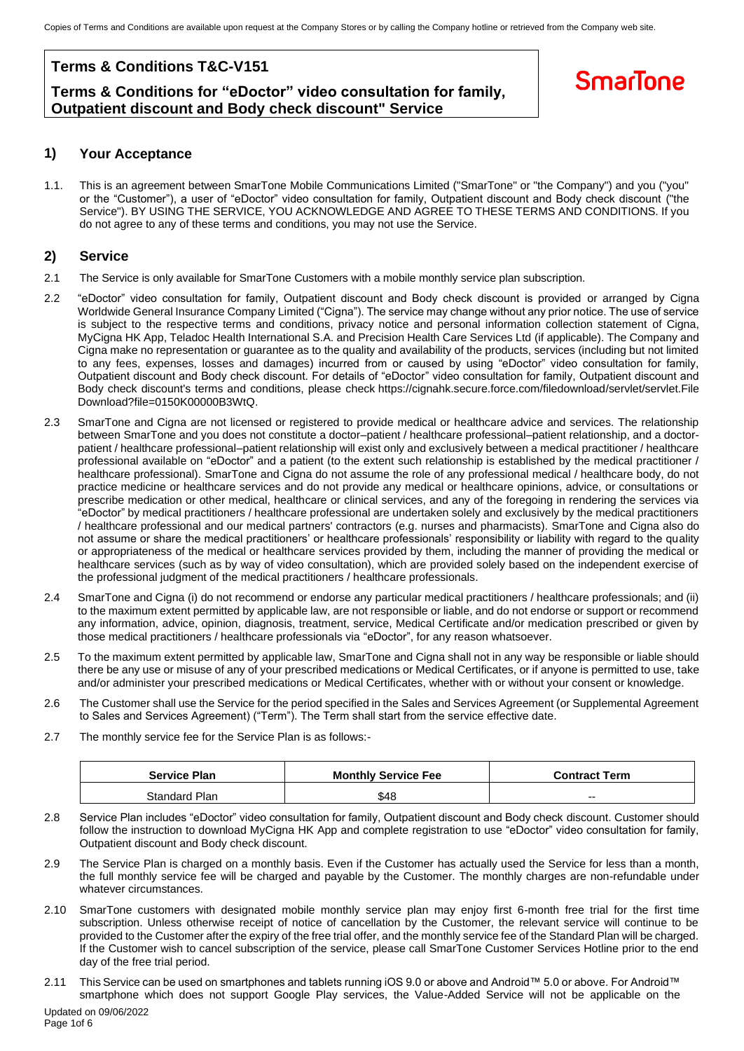# Terms & Conditions T&C-V151

## Terms & Conditions for "eDoctor" video consultation for family, Outpatient discount and Body check discount" Service

SmarTone

## 1) Your Acceptance

1.1. This is an agreement between SmarTone Mobile Communications Limited ("SmarTone" or "the Company") and you ("you" or the "Customer"), a user of "eDoctor" video consultation for family, Outpatient discount and Body check discount ("the Service"). BY USING THE SERVICE, YOU ACKNOWLEDGE AND AGREE TO THESE TERMS AND CONDITIONS. If you do not agree to any of these terms and conditions, you may not use the Service.

## 2) Service

2.1 The Service is only available for SmarTone Customers with a mobile monthly service plan subscription.

2.2 "eDoctor" video consultation for family, Outpatient discount and Body check discount is provided or arranged by Cigna Worldwide General Insurance Company Limited ("Cigna"). The service may change without any prior notice. The use of service is subject to the respective terms and conditions, privacy notice and personal information collection statement of Cigna, MyCigna HK App, Teladoc Health International S.A. and Precision Health Care Services Ltd (if applicable). The Company and Cigna make no representation or guarantee as to the quality and availability of the products, services (including but not limited to any fees, expenses, losses and damages) incurred from or caused by using "eDoctor" video consultation for family, Outpatient discount and Body check discount. For details of "eDoctor" video consultation for family, Outpatient discount and Body check discount's terms and conditions, please check https://cignahk.secure.force.com/filedownload/servlet/servlet.FileDownload?file=0150K00000B3WtQ.

2.3 SmarTone and Cigna are not licensed or registered to provide medical or healthcare advice and services. The relationship between SmarTone and you does not constitute a doctor–patient / healthcare professional–patient relationship, and a doctor-patient / healthcare professional–patient relationship will exist only and exclusively between a medical practitioner / healthcare professional available on "eDoctor" and a patient (to the extent such relationship is established by the medical practitioner / healthcare professional). SmarTone and Cigna do not assume the role of any professional medical / healthcare body, do not practice medicine or healthcare services and do not provide any medical or healthcare opinions, advice, or consultations or prescribe medication or other medical, healthcare or clinical services, and any of the foregoing in rendering the services via "eDoctor" by medical practitioners / healthcare professional are undertaken solely and exclusively by the medical practitioners / healthcare professional and our medical partners' contractors (e.g. nurses and pharmacists). SmarTone and Cigna also do not assume or share the medical practitioners' or healthcare professionals' responsibility or liability with regard to the quality or appropriateness of the medical or healthcare services provided by them, including the manner of providing the medical or healthcare services (such as by way of video consultation), which are provided solely based on the independent exercise of the professional judgment of the medical practitioners / healthcare professionals.

2.4 SmarTone and Cigna (i) do not recommend or endorse any particular medical practitioners / healthcare professionals; and (ii) to the maximum extent permitted by applicable law, are not responsible or liable, and do not endorse or support or recommend any information, advice, opinion, diagnosis, treatment, service, Medical Certificate and/or medication prescribed or given by those medical practitioners / healthcare professionals via "eDoctor", for any reason whatsoever.

2.5 To the maximum extent permitted by applicable law, SmarTone and Cigna shall not in any way be responsible or liable should there be any use or misuse of any of your prescribed medications or Medical Certificates, or if anyone is permitted to use, take and/or administer your prescribed medications or Medical Certificates, whether with or without your consent or knowledge.

2.6 The Customer shall use the Service for the period specified in the Sales and Services Agreement (or Supplemental Agreement to Sales and Services Agreement) ("Term"). The Term shall start from the service effective date.

2.7 The monthly service fee for the Service Plan is as follows:-

| Service Plan | Monthly Service Fee | Contract Term |
|---|---|---|
| Standard Plan | $48 | -- |

2.8 Service Plan includes "eDoctor" video consultation for family, Outpatient discount and Body check discount. Customer should follow the instruction to download MyCigna HK App and complete registration to use "eDoctor" video consultation for family, Outpatient discount and Body check discount.

2.9 The Service Plan is charged on a monthly basis. Even if the Customer has actually used the Service for less than a month, the full monthly service fee will be charged and payable by the Customer. The monthly charges are non-refundable under whatever circumstances.

2.10 SmarTone customers with designated mobile monthly service plan may enjoy first 6-month free trial for the first time subscription. Unless otherwise receipt of notice of cancellation by the Customer, the relevant service will continue to be provided to the Customer after the expiry of the free trial offer, and the monthly service fee of the Standard Plan will be charged. If the Customer wish to cancel subscription of the service, please call SmarTone Customer Services Hotline prior to the end day of the free trial period.

2.11 This Service can be used on smartphones and tablets running iOS 9.0 or above and Android™ 5.0 or above. For Android™ smartphone which does not support Google Play services, the Value-Added Service will not be applicable on the

Updated on 09/06/2022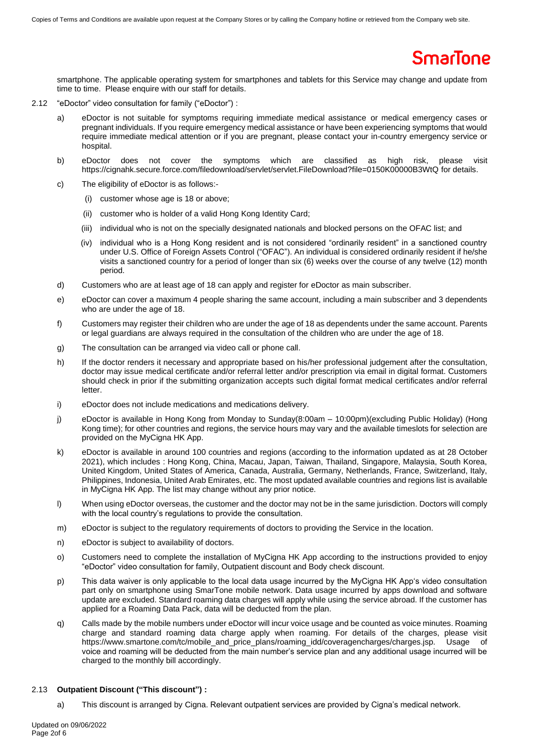smartphone. The applicable operating system for smartphones and tablets for this Service may change and update from time to time. Please enquire with our staff for details.

2.12 "eDoctor" video consultation for family ("eDoctor") :

a) eDoctor is not suitable for symptoms requiring immediate medical assistance or medical emergency cases or pregnant individuals. If you require emergency medical assistance or have been experiencing symptoms that would require immediate medical attention or if you are pregnant, please contact your in-country emergency service or hospital.

b) eDoctor does not cover the symptoms which are classified as high risk, please visit https://cignahk.secure.force.com/filedownload/servlet/servlet.FileDownload?file=0150K00000B3WtQ for details.

c) The eligibility of eDoctor is as follows:-

(i) customer whose age is 18 or above;

(ii) customer who is holder of a valid Hong Kong Identity Card;

(iii) individual who is not on the specially designated nationals and blocked persons on the OFAC list; and

(iv) individual who is a Hong Kong resident and is not considered "ordinarily resident" in a sanctioned country under U.S. Office of Foreign Assets Control ("OFAC"). An individual is considered ordinarily resident if he/she visits a sanctioned country for a period of longer than six (6) weeks over the course of any twelve (12) month period.

d) Customers who are at least age of 18 can apply and register for eDoctor as main subscriber.

e) eDoctor can cover a maximum 4 people sharing the same account, including a main subscriber and 3 dependents who are under the age of 18.

f) Customers may register their children who are under the age of 18 as dependents under the same account. Parents or legal guardians are always required in the consultation of the children who are under the age of 18.

g) The consultation can be arranged via video call or phone call.

h) If the doctor renders it necessary and appropriate based on his/her professional judgement after the consultation, doctor may issue medical certificate and/or referral letter and/or prescription via email in digital format. Customers should check in prior if the submitting organization accepts such digital format medical certificates and/or referral letter.

i) eDoctor does not include medications and medications delivery.

j) eDoctor is available in Hong Kong from Monday to Sunday(8:00am – 10:00pm)(excluding Public Holiday) (Hong Kong time); for other countries and regions, the service hours may vary and the available timeslots for selection are provided on the MyCigna HK App.

k) eDoctor is available in around 100 countries and regions (according to the information updated as at 28 October 2021), which includes : Hong Kong, China, Macau, Japan, Taiwan, Thailand, Singapore, Malaysia, South Korea, United Kingdom, United States of America, Canada, Australia, Germany, Netherlands, France, Switzerland, Italy, Philippines, Indonesia, United Arab Emirates, etc. The most updated available countries and regions list is available in MyCigna HK App. The list may change without any prior notice.

l) When using eDoctor overseas, the customer and the doctor may not be in the same jurisdiction. Doctors will comply with the local country's regulations to provide the consultation.

m) eDoctor is subject to the regulatory requirements of doctors to providing the Service in the location.

n) eDoctor is subject to availability of doctors.

o) Customers need to complete the installation of MyCigna HK App according to the instructions provided to enjoy "eDoctor" video consultation for family, Outpatient discount and Body check discount.

p) This data waiver is only applicable to the local data usage incurred by the MyCigna HK App's video consultation part only on smartphone using SmarTone mobile network. Data usage incurred by apps download and software update are excluded. Standard roaming data charges will apply while using the service abroad. If the customer has applied for a Roaming Data Pack, data will be deducted from the plan.

q) Calls made by the mobile numbers under eDoctor will incur voice usage and be counted as voice minutes. Roaming charge and standard roaming data charge apply when roaming. For details of the charges, please visit https://www.smartone.com/tc/mobile_and_price_plans/roaming_idd/coveragencharges/charges.jsp. Usage of voice and roaming will be deducted from the main number's service plan and any additional usage incurred will be charged to the monthly bill accordingly.

2.13 **Outpatient Discount ("This discount") :**

a) This discount is arranged by Cigna. Relevant outpatient services are provided by Cigna's medical network.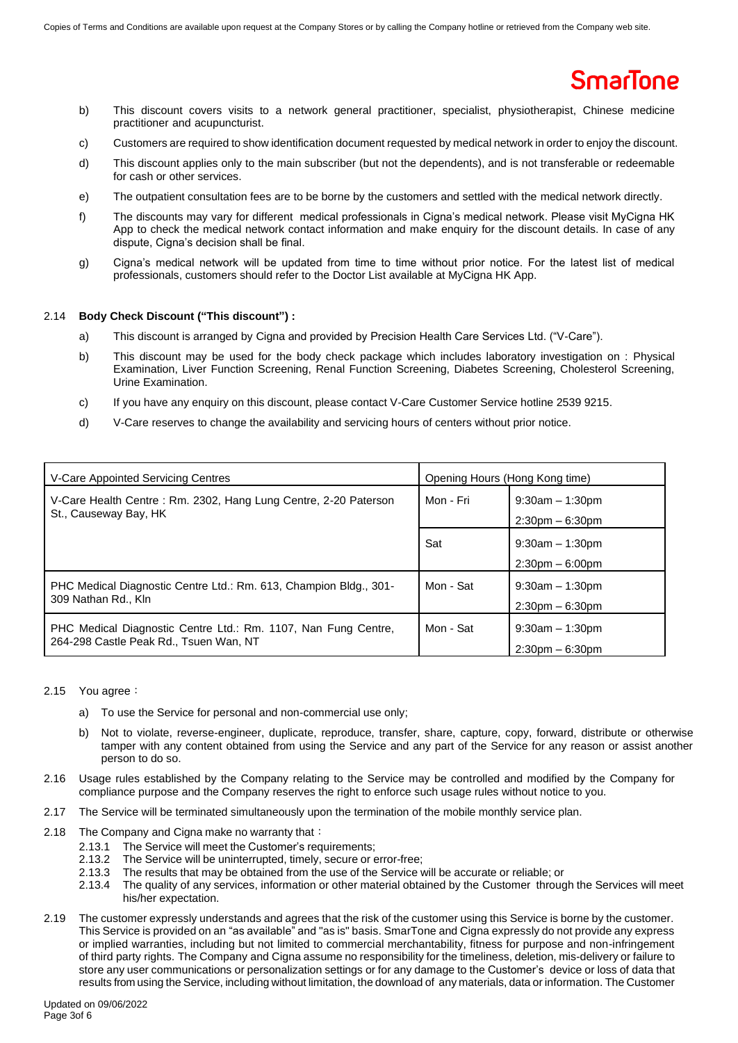b) This discount covers visits to a network general practitioner, specialist, physiotherapist, Chinese medicine practitioner and acupuncturist.

c) Customers are required to show identification document requested by medical network in order to enjoy the discount.

d) This discount applies only to the main subscriber (but not the dependents), and is not transferable or redeemable for cash or other services.

e) The outpatient consultation fees are to be borne by the customers and settled with the medical network directly.

f) The discounts may vary for different medical professionals in Cigna's medical network. Please visit MyCigna HK App to check the medical network contact information and make enquiry for the discount details. In case of any dispute, Cigna's decision shall be final.

g) Cigna's medical network will be updated from time to time without prior notice. For the latest list of medical professionals, customers should refer to the Doctor List available at MyCigna HK App.

2.14 **Body Check Discount ("This discount") :**

a) This discount is arranged by Cigna and provided by Precision Health Care Services Ltd. ("V-Care").

b) This discount may be used for the body check package which includes laboratory investigation on : Physical Examination, Liver Function Screening, Renal Function Screening, Diabetes Screening, Cholesterol Screening, Urine Examination.

c) If you have any enquiry on this discount, please contact V-Care Customer Service hotline 2539 9215.

d) V-Care reserves to change the availability and servicing hours of centers without prior notice.

| V-Care Appointed Servicing Centres | Opening Hours (Hong Kong time) | |
|---|---|---|
| V-Care Health Centre : Rm. 2302, Hang Lung Centre, 2-20 Paterson St., Causeway Bay, HK | Mon - Fri | 9:30am – 1:30pm<br>2:30pm – 6:30pm |
| | Sat | 9:30am – 1:30pm<br>2:30pm – 6:00pm |
| PHC Medical Diagnostic Centre Ltd.: Rm. 613, Champion Bldg., 301-309 Nathan Rd., Kln | Mon - Sat | 9:30am – 1:30pm<br>2:30pm – 6:30pm |
| PHC Medical Diagnostic Centre Ltd.: Rm. 1107, Nan Fung Centre, 264-298 Castle Peak Rd., Tsuen Wan, NT | Mon - Sat | 9:30am – 1:30pm<br>2:30pm – 6:30pm |

2.15 You agree：

a) To use the Service for personal and non-commercial use only;

b) Not to violate, reverse-engineer, duplicate, reproduce, transfer, share, capture, copy, forward, distribute or otherwise tamper with any content obtained from using the Service and any part of the Service for any reason or assist another person to do so.

2.16 Usage rules established by the Company relating to the Service may be controlled and modified by the Company for compliance purpose and the Company reserves the right to enforce such usage rules without notice to you.

2.17 The Service will be terminated simultaneously upon the termination of the mobile monthly service plan.

2.18 The Company and Cigna make no warranty that：

2.13.1 The Service will meet the Customer's requirements;
2.13.2 The Service will be uninterrupted, timely, secure or error-free;
2.13.3 The results that may be obtained from the use of the Service will be accurate or reliable; or
2.13.4 The quality of any services, information or other material obtained by the Customer through the Services will meet his/her expectation.

2.19 The customer expressly understands and agrees that the risk of the customer using this Service is borne by the customer. This Service is provided on an "as available" and "as is" basis. SmarTone and Cigna expressly do not provide any express or implied warranties, including but not limited to commercial merchantability, fitness for purpose and non-infringement of third party rights. The Company and Cigna assume no responsibility for the timeliness, deletion, mis-delivery or failure to store any user communications or personalization settings or for any damage to the Customer's device or loss of data that results from using the Service, including without limitation, the download of any materials, data or information. The Customer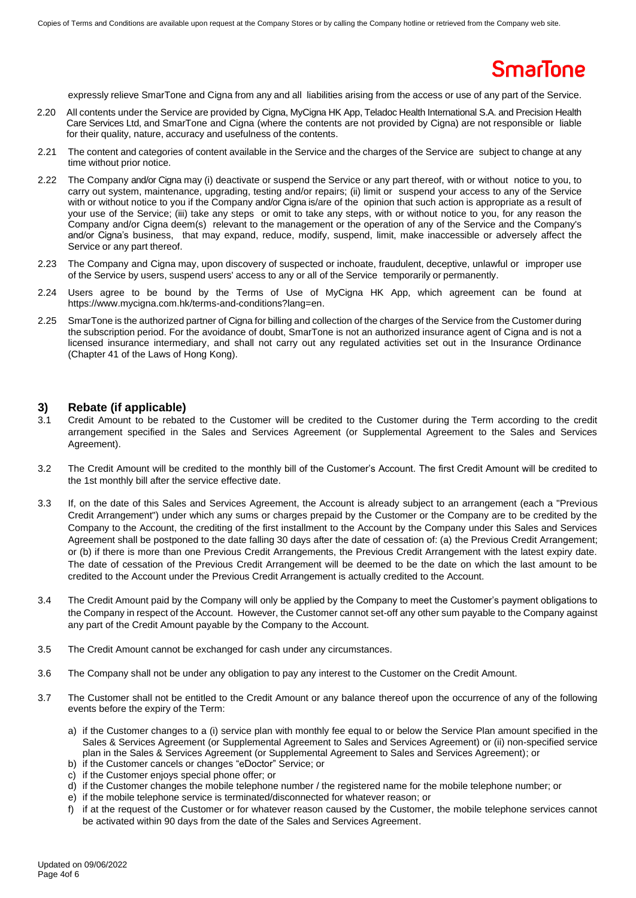expressly relieve SmarTone and Cigna from any and all liabilities arising from the access or use of any part of the Service.

2.20 All contents under the Service are provided by Cigna, MyCigna HK App, Teladoc Health International S.A. and Precision Health Care Services Ltd, and SmarTone and Cigna (where the contents are not provided by Cigna) are not responsible or liable for their quality, nature, accuracy and usefulness of the contents.

2.21 The content and categories of content available in the Service and the charges of the Service are subject to change at any time without prior notice.

2.22 The Company and/or Cigna may (i) deactivate or suspend the Service or any part thereof, with or without notice to you, to carry out system, maintenance, upgrading, testing and/or repairs; (ii) limit or suspend your access to any of the Service with or without notice to you if the Company and/or Cigna is/are of the opinion that such action is appropriate as a result of your use of the Service; (iii) take any steps or omit to take any steps, with or without notice to you, for any reason the Company and/or Cigna deem(s) relevant to the management or the operation of any of the Service and the Company's and/or Cigna's business, that may expand, reduce, modify, suspend, limit, make inaccessible or adversely affect the Service or any part thereof.

2.23 The Company and Cigna may, upon discovery of suspected or inchoate, fraudulent, deceptive, unlawful or improper use of the Service by users, suspend users' access to any or all of the Service temporarily or permanently.

2.24 Users agree to be bound by the Terms of Use of MyCigna HK App, which agreement can be found at https://www.mycigna.com.hk/terms-and-conditions?lang=en.

2.25 SmarTone is the authorized partner of Cigna for billing and collection of the charges of the Service from the Customer during the subscription period. For the avoidance of doubt, SmarTone is not an authorized insurance agent of Cigna and is not a licensed insurance intermediary, and shall not carry out any regulated activities set out in the Insurance Ordinance (Chapter 41 of the Laws of Hong Kong).

## 3) Rebate (if applicable)

3.1 Credit Amount to be rebated to the Customer will be credited to the Customer during the Term according to the credit arrangement specified in the Sales and Services Agreement (or Supplemental Agreement to the Sales and Services Agreement).

3.2 The Credit Amount will be credited to the monthly bill of the Customer's Account. The first Credit Amount will be credited to the 1st monthly bill after the service effective date.

3.3 If, on the date of this Sales and Services Agreement, the Account is already subject to an arrangement (each a "Previous Credit Arrangement") under which any sums or charges prepaid by the Customer or the Company are to be credited by the Company to the Account, the crediting of the first installment to the Account by the Company under this Sales and Services Agreement shall be postponed to the date falling 30 days after the date of cessation of: (a) the Previous Credit Arrangement; or (b) if there is more than one Previous Credit Arrangements, the Previous Credit Arrangement with the latest expiry date. The date of cessation of the Previous Credit Arrangement will be deemed to be the date on which the last amount to be credited to the Account under the Previous Credit Arrangement is actually credited to the Account.

3.4 The Credit Amount paid by the Company will only be applied by the Company to meet the Customer's payment obligations to the Company in respect of the Account. However, the Customer cannot set-off any other sum payable to the Company against any part of the Credit Amount payable by the Company to the Account.

3.5 The Credit Amount cannot be exchanged for cash under any circumstances.

3.6 The Company shall not be under any obligation to pay any interest to the Customer on the Credit Amount.

3.7 The Customer shall not be entitled to the Credit Amount or any balance thereof upon the occurrence of any of the following events before the expiry of the Term:

a) if the Customer changes to a (i) service plan with monthly fee equal to or below the Service Plan amount specified in the Sales & Services Agreement (or Supplemental Agreement to Sales and Services Agreement) or (ii) non-specified service plan in the Sales & Services Agreement (or Supplemental Agreement to Sales and Services Agreement); or
b) if the Customer cancels or changes "eDoctor" Service; or
c) if the Customer enjoys special phone offer; or
d) if the Customer changes the mobile telephone number / the registered name for the mobile telephone number; or
e) if the mobile telephone service is terminated/disconnected for whatever reason; or
f) if at the request of the Customer or for whatever reason caused by the Customer, the mobile telephone services cannot be activated within 90 days from the date of the Sales and Services Agreement.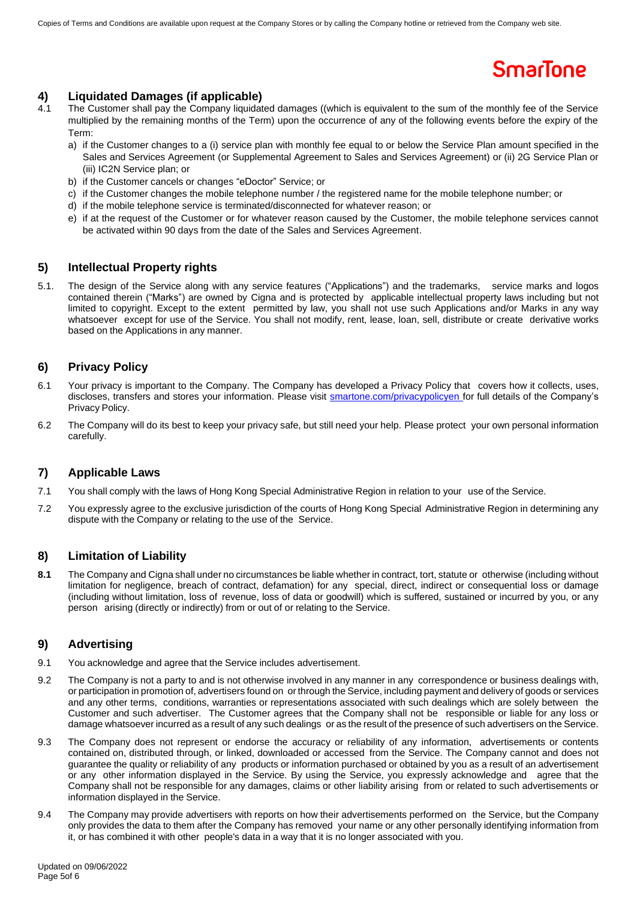## 4) Liquidated Damages (if applicable)

4.1 The Customer shall pay the Company liquidated damages ((which is equivalent to the sum of the monthly fee of the Service multiplied by the remaining months of the Term) upon the occurrence of any of the following events before the expiry of the Term:

a) if the Customer changes to a (i) service plan with monthly fee equal to or below the Service Plan amount specified in the Sales and Services Agreement (or Supplemental Agreement to Sales and Services Agreement) or (ii) 2G Service Plan or (iii) IC2N Service plan; or

b) if the Customer cancels or changes "eDoctor" Service; or

c) if the Customer changes the mobile telephone number / the registered name for the mobile telephone number; or

d) if the mobile telephone service is terminated/disconnected for whatever reason; or

e) if at the request of the Customer or for whatever reason caused by the Customer, the mobile telephone services cannot be activated within 90 days from the date of the Sales and Services Agreement.

## 5) Intellectual Property rights

5.1. The design of the Service along with any service features ("Applications") and the trademarks, service marks and logos contained therein ("Marks") are owned by Cigna and is protected by applicable intellectual property laws including but not limited to copyright. Except to the extent permitted by law, you shall not use such Applications and/or Marks in any way whatsoever except for use of the Service. You shall not modify, rent, lease, loan, sell, distribute or create derivative works based on the Applications in any manner.

## 6) Privacy Policy

6.1 Your privacy is important to the Company. The Company has developed a Privacy Policy that covers how it collects, uses, discloses, transfers and stores your information. Please visit smartone.com/privacypolicyen for full details of the Company's Privacy Policy.

6.2 The Company will do its best to keep your privacy safe, but still need your help. Please protect your own personal information carefully.

## 7) Applicable Laws

7.1 You shall comply with the laws of Hong Kong Special Administrative Region in relation to your use of the Service.

7.2 You expressly agree to the exclusive jurisdiction of the courts of Hong Kong Special Administrative Region in determining any dispute with the Company or relating to the use of the Service.

## 8) Limitation of Liability

**8.1** The Company and Cigna shall under no circumstances be liable whether in contract, tort, statute or otherwise (including without limitation for negligence, breach of contract, defamation) for any special, direct, indirect or consequential loss or damage (including without limitation, loss of revenue, loss of data or goodwill) which is suffered, sustained or incurred by you, or any person arising (directly or indirectly) from or out of or relating to the Service.

## 9) Advertising

9.1 You acknowledge and agree that the Service includes advertisement.

9.2 The Company is not a party to and is not otherwise involved in any manner in any correspondence or business dealings with, or participation in promotion of, advertisers found on or through the Service, including payment and delivery of goods or services and any other terms, conditions, warranties or representations associated with such dealings which are solely between the Customer and such advertiser. The Customer agrees that the Company shall not be responsible or liable for any loss or damage whatsoever incurred as a result of any such dealings or as the result of the presence of such advertisers on the Service.

9.3 The Company does not represent or endorse the accuracy or reliability of any information, advertisements or contents contained on, distributed through, or linked, downloaded or accessed from the Service. The Company cannot and does not guarantee the quality or reliability of any products or information purchased or obtained by you as a result of an advertisement or any other information displayed in the Service. By using the Service, you expressly acknowledge and agree that the Company shall not be responsible for any damages, claims or other liability arising from or related to such advertisements or information displayed in the Service.

9.4 The Company may provide advertisers with reports on how their advertisements performed on the Service, but the Company only provides the data to them after the Company has removed your name or any other personally identifying information from it, or has combined it with other people's data in a way that it is no longer associated with you.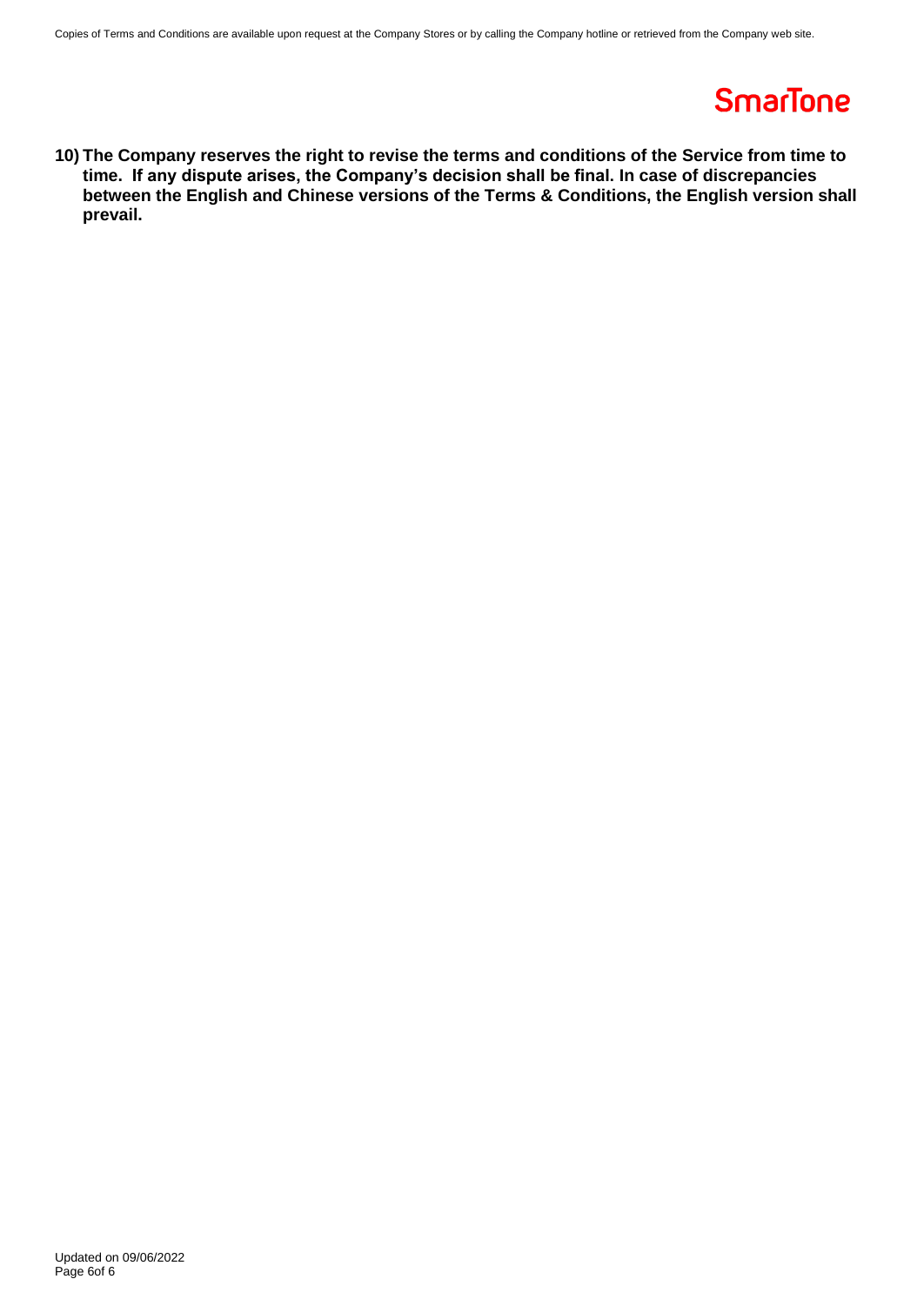**10) The Company reserves the right to revise the terms and conditions of the Service from time to time. If any dispute arises, the Company's decision shall be final. In case of discrepancies between the English and Chinese versions of the Terms & Conditions, the English version shall prevail.**